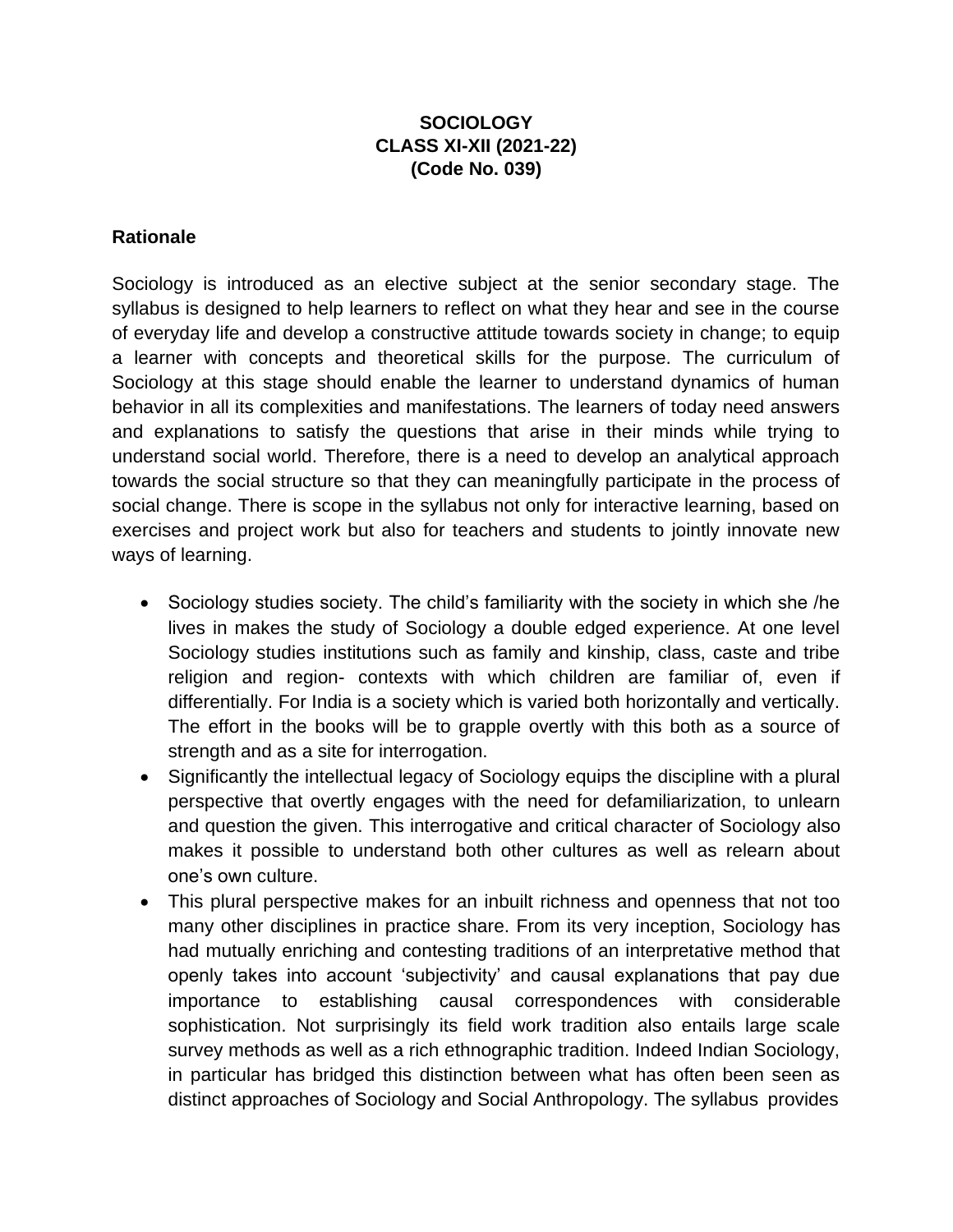# SOCIOLOGY
# CLASS XI-XII (2021-22)
# (Code No. 039)

## Rationale

Sociology is introduced as an elective subject at the senior secondary stage. The syllabus is designed to help learners to reflect on what they hear and see in the course of everyday life and develop a constructive attitude towards society in change; to equip a learner with concepts and theoretical skills for the purpose. The curriculum of Sociology at this stage should enable the learner to understand dynamics of human behavior in all its complexities and manifestations. The learners of today need answers and explanations to satisfy the questions that arise in their minds while trying to understand social world. Therefore, there is a need to develop an analytical approach towards the social structure so that they can meaningfully participate in the process of social change. There is scope in the syllabus not only for interactive learning, based on exercises and project work but also for teachers and students to jointly innovate new ways of learning.

- Sociology studies society. The child's familiarity with the society in which she /he lives in makes the study of Sociology a double edged experience. At one level Sociology studies institutions such as family and kinship, class, caste and tribe religion and region- contexts with which children are familiar of, even if differentially. For India is a society which is varied both horizontally and vertically. The effort in the books will be to grapple overtly with this both as a source of strength and as a site for interrogation.
- Significantly the intellectual legacy of Sociology equips the discipline with a plural perspective that overtly engages with the need for defamiliarization, to unlearn and question the given. This interrogative and critical character of Sociology also makes it possible to understand both other cultures as well as relearn about one's own culture.
- This plural perspective makes for an inbuilt richness and openness that not too many other disciplines in practice share. From its very inception, Sociology has had mutually enriching and contesting traditions of an interpretative method that openly takes into account 'subjectivity' and causal explanations that pay due importance to establishing causal correspondences with considerable sophistication. Not surprisingly its field work tradition also entails large scale survey methods as well as a rich ethnographic tradition. Indeed Indian Sociology, in particular has bridged this distinction between what has often been seen as distinct approaches of Sociology and Social Anthropology. The syllabus provides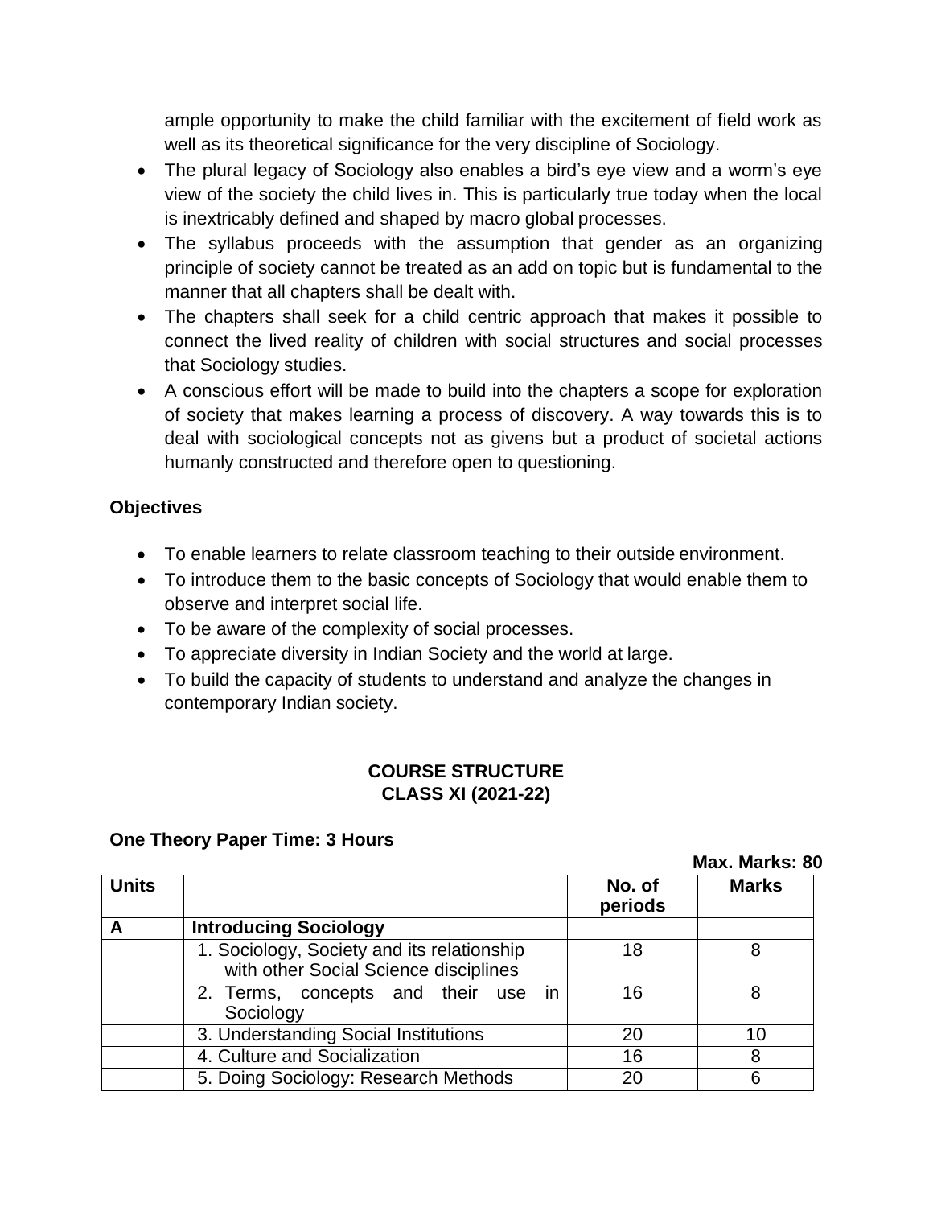ample opportunity to make the child familiar with the excitement of field work as well as its theoretical significance for the very discipline of Sociology.

- The plural legacy of Sociology also enables a bird's eye view and a worm's eye view of the society the child lives in. This is particularly true today when the local is inextricably defined and shaped by macro global processes.
- The syllabus proceeds with the assumption that gender as an organizing principle of society cannot be treated as an add on topic but is fundamental to the manner that all chapters shall be dealt with.
- The chapters shall seek for a child centric approach that makes it possible to connect the lived reality of children with social structures and social processes that Sociology studies.
- A conscious effort will be made to build into the chapters a scope for exploration of society that makes learning a process of discovery. A way towards this is to deal with sociological concepts not as givens but a product of societal actions humanly constructed and therefore open to questioning.

**Objectives**

- To enable learners to relate classroom teaching to their outside environment.
- To introduce them to the basic concepts of Sociology that would enable them to observe and interpret social life.
- To be aware of the complexity of social processes.
- To appreciate diversity in Indian Society and the world at large.
- To build the capacity of students to understand and analyze the changes in contemporary Indian society.

## COURSE STRUCTURE
## CLASS XI (2021-22)

**One Theory Paper Time: 3 Hours**

**Max. Marks: 80**

| Units | | No. of periods | Marks |
|---|---|---|---|
| A | **Introducing Sociology** | | |
| | 1. Sociology, Society and its relationship with other Social Science disciplines | 18 | 8 |
| | 2. Terms, concepts and their use in Sociology | 16 | 8 |
| | 3. Understanding Social Institutions | 20 | 10 |
| | 4. Culture and Socialization | 16 | 8 |
| | 5. Doing Sociology: Research Methods | 20 | 6 |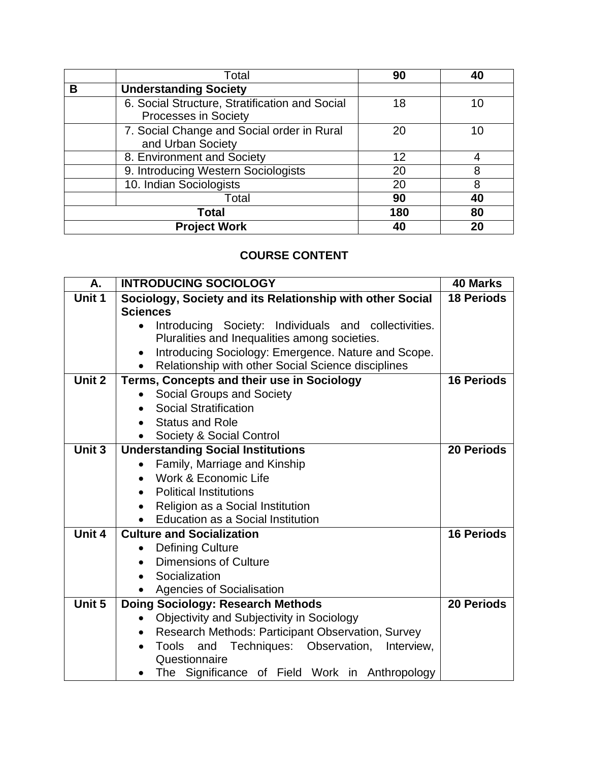| | Total | 90 | 40 |
|---|---|---|---|
| **B** | **Understanding Society** | | |
| | 6. Social Structure, Stratification and Social Processes in Society | 18 | 10 |
| | 7. Social Change and Social order in Rural and Urban Society | 20 | 10 |
| | 8. Environment and Society | 12 | 4 |
| | 9. Introducing Western Sociologists | 20 | 8 |
| | 10. Indian Sociologists | 20 | 8 |
| | Total | **90** | **40** |
| **Total** | | **180** | **80** |
| **Project Work** | | **40** | **20** |

## COURSE CONTENT

| A. | INTRODUCING SOCIOLOGY | 40 Marks |
|---|---|---|
| **Unit 1** | **Sociology, Society and its Relationship with other Social Sciences**<br>• Introducing Society: Individuals and collectivities. Pluralities and Inequalities among societies.<br>• Introducing Sociology: Emergence. Nature and Scope.<br>• Relationship with other Social Science disciplines | **18 Periods** |
| **Unit 2** | **Terms, Concepts and their use in Sociology**<br>• Social Groups and Society<br>• Social Stratification<br>• Status and Role<br>• Society & Social Control | **16 Periods** |
| **Unit 3** | **Understanding Social Institutions**<br>• Family, Marriage and Kinship<br>• Work & Economic Life<br>• Political Institutions<br>• Religion as a Social Institution<br>• Education as a Social Institution | **20 Periods** |
| **Unit 4** | **Culture and Socialization**<br>• Defining Culture<br>• Dimensions of Culture<br>• Socialization<br>• Agencies of Socialisation | **16 Periods** |
| **Unit 5** | **Doing Sociology: Research Methods**<br>• Objectivity and Subjectivity in Sociology<br>• Research Methods: Participant Observation, Survey<br>• Tools and Techniques: Observation, Interview, Questionnaire<br>• The Significance of Field Work in Anthropology | **20 Periods** |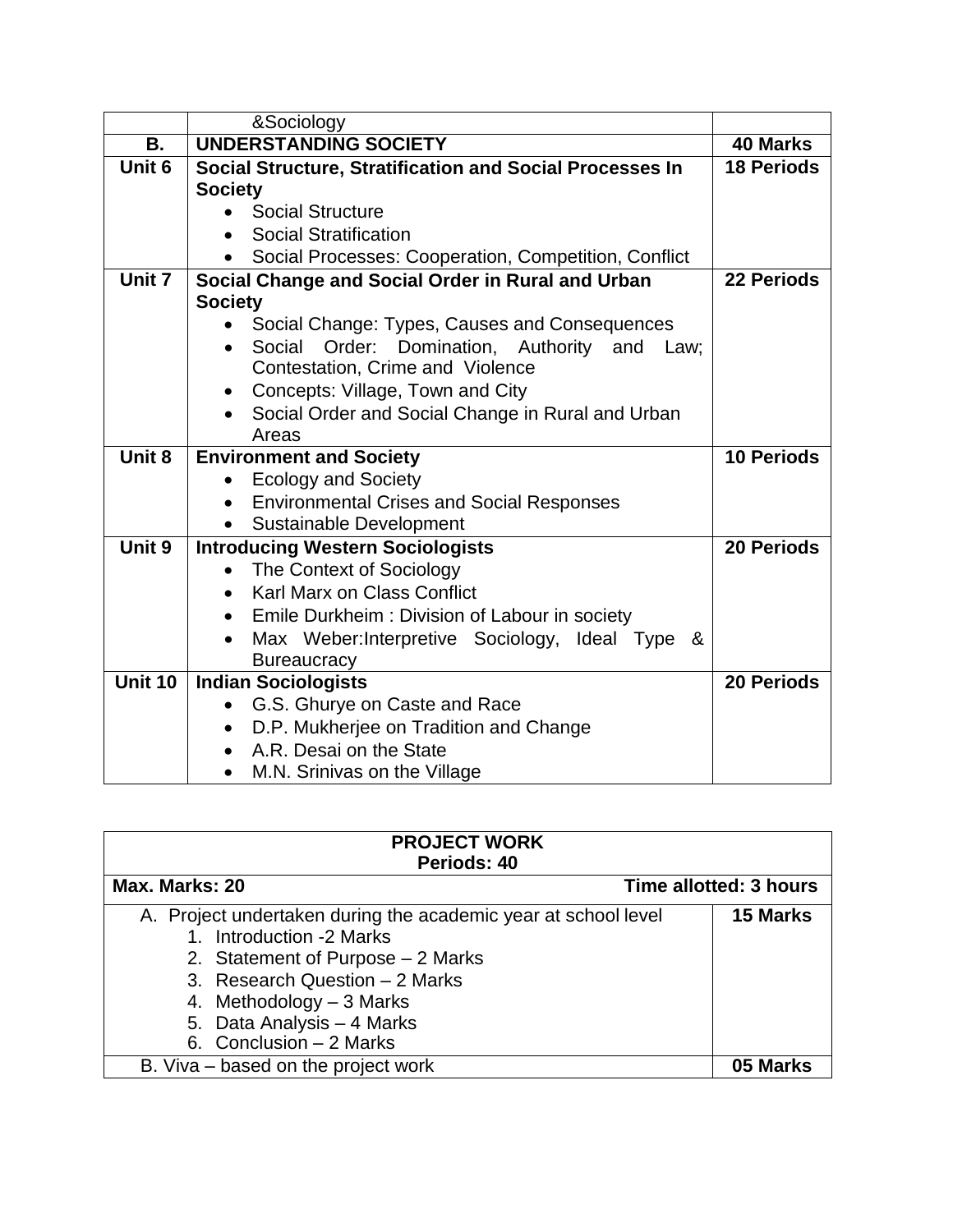| | &Sociology | |
|---|---|---|
| **B.** | **UNDERSTANDING SOCIETY** | **40 Marks** |
| **Unit 6** | **Social Structure, Stratification and Social Processes In Society**<br>• Social Structure<br>• Social Stratification<br>• Social Processes: Cooperation, Competition, Conflict | **18 Periods** |
| **Unit 7** | **Social Change and Social Order in Rural and Urban Society**<br>• Social Change: Types, Causes and Consequences<br>• Social Order: Domination, Authority and Law; Contestation, Crime and Violence<br>• Concepts: Village, Town and City<br>• Social Order and Social Change in Rural and Urban Areas | **22 Periods** |
| **Unit 8** | **Environment and Society**<br>• Ecology and Society<br>• Environmental Crises and Social Responses<br>• Sustainable Development | **10 Periods** |
| **Unit 9** | **Introducing Western Sociologists**<br>• The Context of Sociology<br>• Karl Marx on Class Conflict<br>• Emile Durkheim : Division of Labour in society<br>• Max Weber:Interpretive Sociology, Ideal Type & Bureaucracy | **20 Periods** |
| **Unit 10** | **Indian Sociologists**<br>• G.S. Ghurye on Caste and Race<br>• D.P. Mukherjee on Tradition and Change<br>• A.R. Desai on the State<br>• M.N. Srinivas on the Village | **20 Periods** |

| **PROJECT WORK<br>Periods: 40** | |
|---|---|
| **Max. Marks: 20** | **Time allotted: 3 hours** |
| A. Project undertaken during the academic year at school level<br>1. Introduction -2 Marks<br>2. Statement of Purpose – 2 Marks<br>3. Research Question – 2 Marks<br>4. Methodology – 3 Marks<br>5. Data Analysis – 4 Marks<br>6. Conclusion – 2 Marks | **15 Marks** |
| B. Viva – based on the project work | **05 Marks** |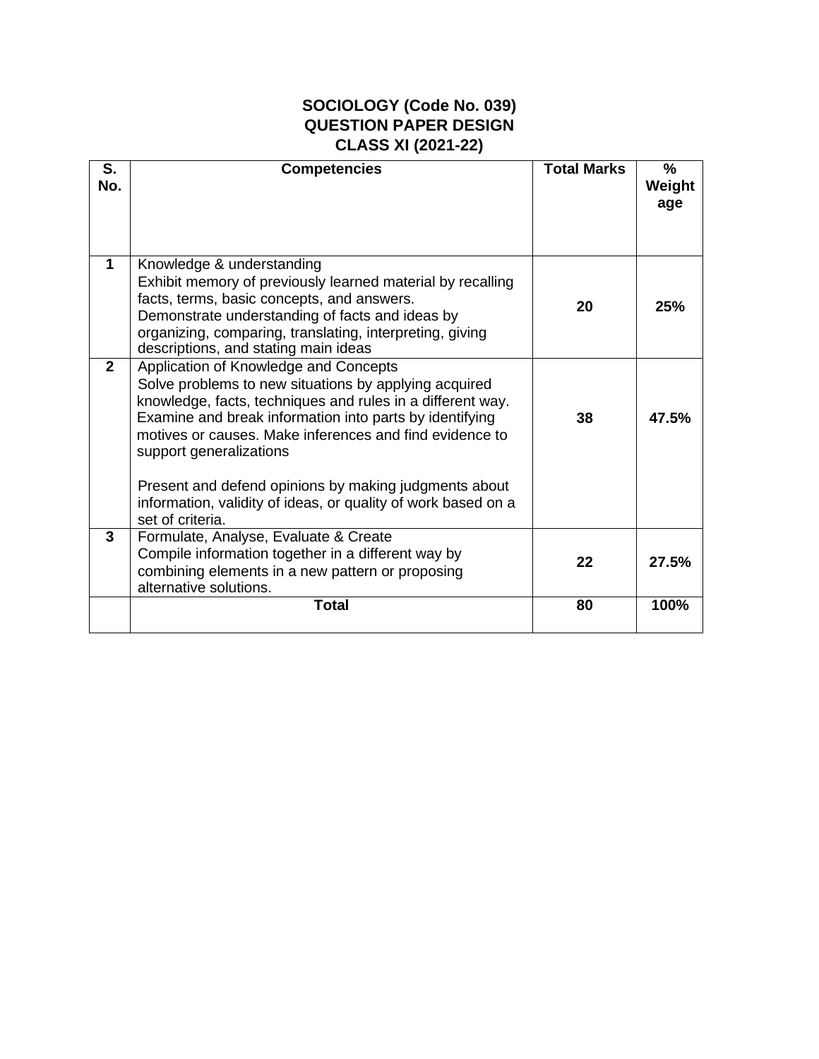**SOCIOLOGY (Code No. 039)**
**QUESTION PAPER DESIGN**
**CLASS XI (2021-22)**

| S. No. | Competencies | Total Marks | % Weight age |
|---|---|---|---|
| 1 | Knowledge & understanding<br>Exhibit memory of previously learned material by recalling facts, terms, basic concepts, and answers.<br>Demonstrate understanding of facts and ideas by organizing, comparing, translating, interpreting, giving descriptions, and stating main ideas | 20 | 25% |
| 2 | Application of Knowledge and Concepts<br>Solve problems to new situations by applying acquired knowledge, facts, techniques and rules in a different way. Examine and break information into parts by identifying motives or causes. Make inferences and find evidence to support generalizations<br><br>Present and defend opinions by making judgments about information, validity of ideas, or quality of work based on a set of criteria. | 38 | 47.5% |
| 3 | Formulate, Analyse, Evaluate & Create<br>Compile information together in a different way by combining elements in a new pattern or proposing alternative solutions. | 22 | 27.5% |
| | **Total** | **80** | **100%** |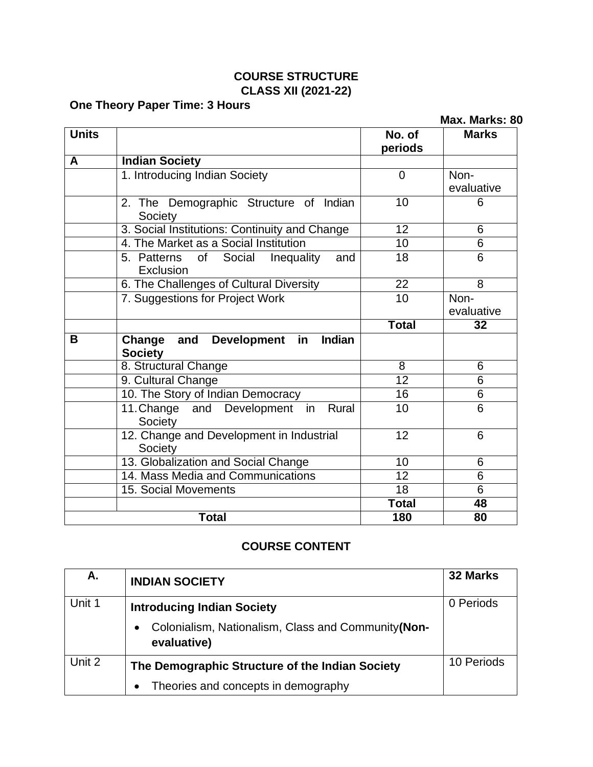**COURSE STRUCTURE**
**CLASS XII (2021-22)**

**One Theory Paper Time: 3 Hours**

**Max. Marks: 80**

| Units | | No. of periods | Marks |
|---|---|---|---|
| **A** | **Indian Society** | | |
| | 1. Introducing Indian Society | 0 | Non-evaluative |
| | 2. The Demographic Structure of Indian Society | 10 | 6 |
| | 3. Social Institutions: Continuity and Change | 12 | 6 |
| | 4. The Market as a Social Institution | 10 | 6 |
| | 5. Patterns of Social Inequality and Exclusion | 18 | 6 |
| | 6. The Challenges of Cultural Diversity | 22 | 8 |
| | 7. Suggestions for Project Work | 10 | Non-evaluative |
| | | **Total** | **32** |
| **B** | **Change and Development in Indian Society** | | |
| | 8. Structural Change | 8 | 6 |
| | 9. Cultural Change | 12 | 6 |
| | 10. The Story of Indian Democracy | 16 | 6 |
| | 11. Change and Development in Rural Society | 10 | 6 |
| | 12. Change and Development in Industrial Society | 12 | 6 |
| | 13. Globalization and Social Change | 10 | 6 |
| | 14. Mass Media and Communications | 12 | 6 |
| | 15. Social Movements | 18 | 6 |
| | | **Total** | **48** |
| **Total** | | **180** | **80** |

## COURSE CONTENT

| A. | INDIAN SOCIETY | 32 Marks |
|---|---|---|
| Unit 1 | **Introducing Indian Society**<br>• Colonialism, Nationalism, Class and Community **(Non-evaluative)** | 0 Periods |
| Unit 2 | **The Demographic Structure of the Indian Society**<br>• Theories and concepts in demography | 10 Periods |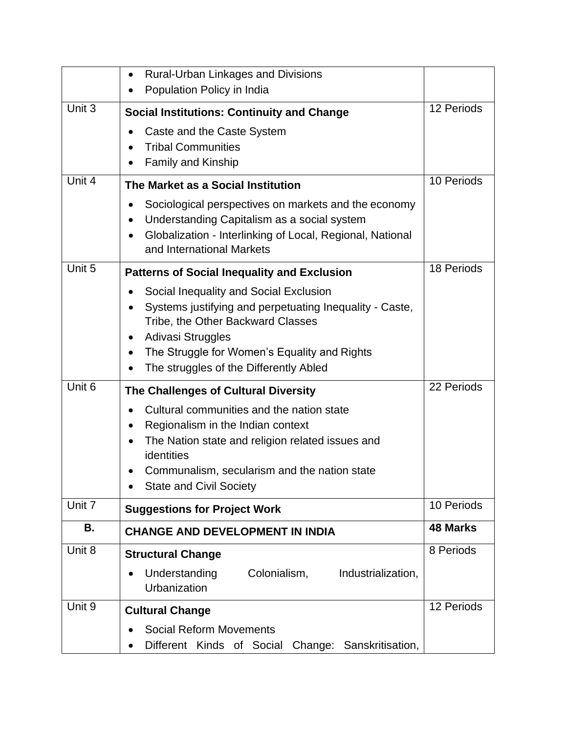| | | |
|---|---|---|
| | • Rural-Urban Linkages and Divisions<br>• Population Policy in India | |
| Unit 3 | **Social Institutions: Continuity and Change**<br>• Caste and the Caste System<br>• Tribal Communities<br>• Family and Kinship | 12 Periods |
| Unit 4 | **The Market as a Social Institution**<br>• Sociological perspectives on markets and the economy<br>• Understanding Capitalism as a social system<br>• Globalization - Interlinking of Local, Regional, National and International Markets | 10 Periods |
| Unit 5 | **Patterns of Social Inequality and Exclusion**<br>• Social Inequality and Social Exclusion<br>• Systems justifying and perpetuating Inequality - Caste, Tribe, the Other Backward Classes<br>• Adivasi Struggles<br>• The Struggle for Women's Equality and Rights<br>• The struggles of the Differently Abled | 18 Periods |
| Unit 6 | **The Challenges of Cultural Diversity**<br>• Cultural communities and the nation state<br>• Regionalism in the Indian context<br>• The Nation state and religion related issues and identities<br>• Communalism, secularism and the nation state<br>• State and Civil Society | 22 Periods |
| Unit 7 | **Suggestions for Project Work** | 10 Periods |
| **B.** | **CHANGE AND DEVELOPMENT IN INDIA** | **48 Marks** |
| Unit 8 | **Structural Change**<br>• Understanding Colonialism, Industrialization, Urbanization | 8 Periods |
| Unit 9 | **Cultural Change**<br>• Social Reform Movements<br>• Different Kinds of Social Change: Sanskritisation, | 12 Periods |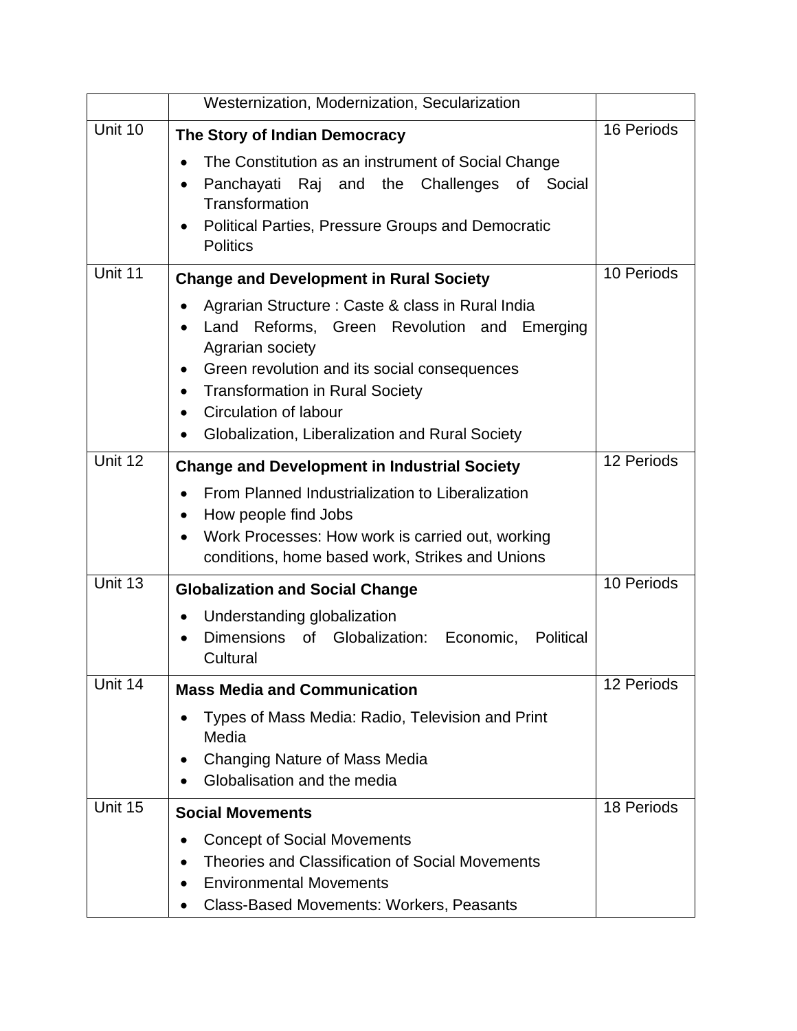| | | |
|---|---|---|
| | Westernization, Modernization, Secularization | |
| Unit 10 | **The Story of Indian Democracy**<br>• The Constitution as an instrument of Social Change<br>• Panchayati Raj and the Challenges of Social Transformation<br>• Political Parties, Pressure Groups and Democratic Politics | 16 Periods |
| Unit 11 | **Change and Development in Rural Society**<br>• Agrarian Structure : Caste & class in Rural India<br>• Land Reforms, Green Revolution and Emerging Agrarian society<br>• Green revolution and its social consequences<br>• Transformation in Rural Society<br>• Circulation of labour<br>• Globalization, Liberalization and Rural Society | 10 Periods |
| Unit 12 | **Change and Development in Industrial Society**<br>• From Planned Industrialization to Liberalization<br>• How people find Jobs<br>• Work Processes: How work is carried out, working conditions, home based work, Strikes and Unions | 12 Periods |
| Unit 13 | **Globalization and Social Change**<br>• Understanding globalization<br>• Dimensions of Globalization: Economic, Political Cultural | 10 Periods |
| Unit 14 | **Mass Media and Communication**<br>• Types of Mass Media: Radio, Television and Print Media<br>• Changing Nature of Mass Media<br>• Globalisation and the media | 12 Periods |
| Unit 15 | **Social Movements**<br>• Concept of Social Movements<br>• Theories and Classification of Social Movements<br>• Environmental Movements<br>• Class-Based Movements: Workers, Peasants | 18 Periods |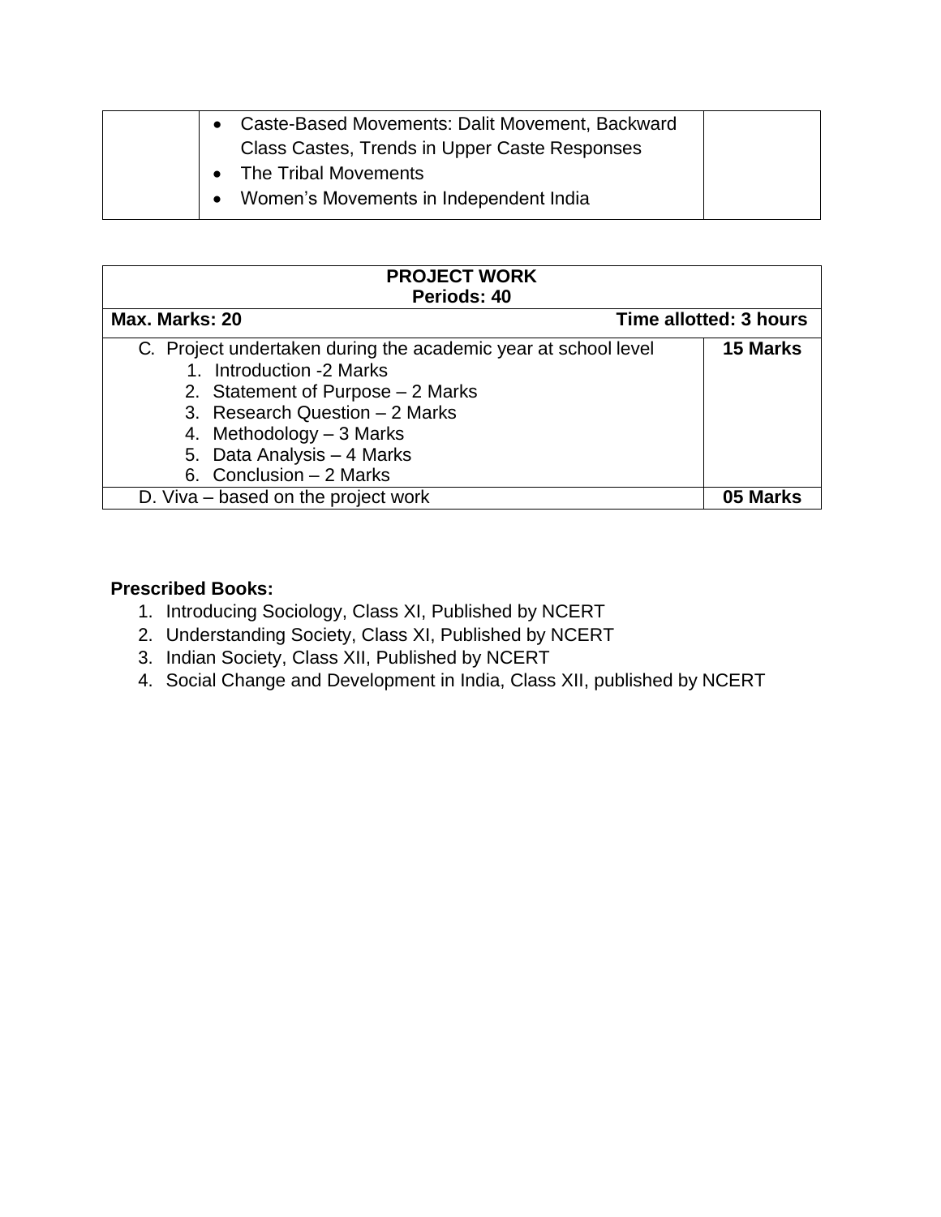| | | |
|---|---|---|
| | • Caste-Based Movements: Dalit Movement, Backward Class Castes, Trends in Upper Caste Responses<br>• The Tribal Movements<br>• Women's Movements in Independent India | |

| **PROJECT WORK**<br>**Periods: 40** | |
|---|---|
| **Max. Marks: 20** | **Time allotted: 3 hours** |
| C. Project undertaken during the academic year at school level<br>1. Introduction -2 Marks<br>2. Statement of Purpose – 2 Marks<br>3. Research Question – 2 Marks<br>4. Methodology – 3 Marks<br>5. Data Analysis – 4 Marks<br>6. Conclusion – 2 Marks | **15 Marks** |
| D. Viva – based on the project work | **05 Marks** |

**Prescribed Books:**

1. Introducing Sociology, Class XI, Published by NCERT
2. Understanding Society, Class XI, Published by NCERT
3. Indian Society, Class XII, Published by NCERT
4. Social Change and Development in India, Class XII, published by NCERT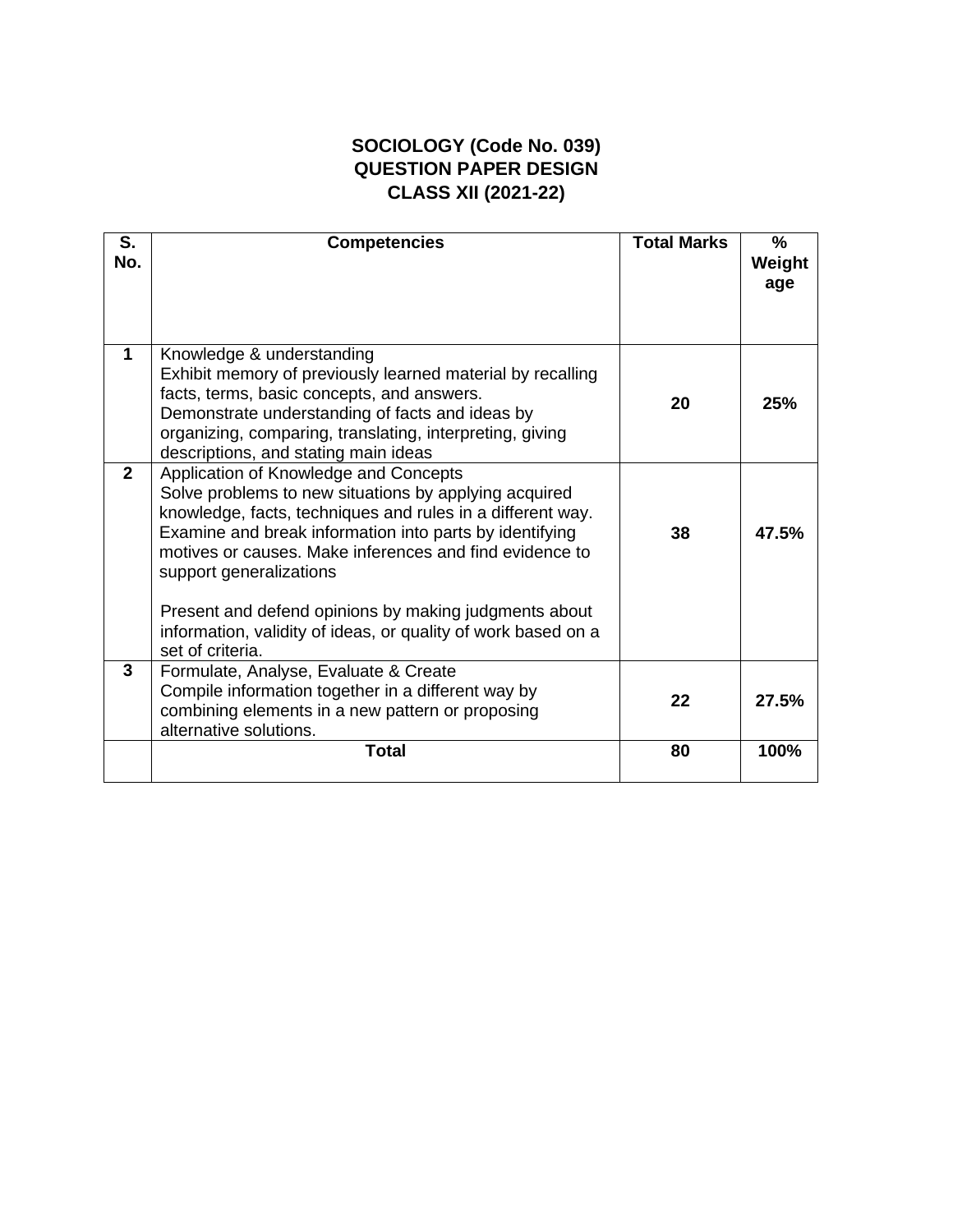**SOCIOLOGY (Code No. 039)**
**QUESTION PAPER DESIGN**
**CLASS XII (2021-22)**

| S. No. | Competencies | Total Marks | % Weight age |
|---|---|---|---|
| 1 | Knowledge & understanding<br>Exhibit memory of previously learned material by recalling facts, terms, basic concepts, and answers.<br>Demonstrate understanding of facts and ideas by organizing, comparing, translating, interpreting, giving descriptions, and stating main ideas | 20 | 25% |
| 2 | Application of Knowledge and Concepts<br>Solve problems to new situations by applying acquired knowledge, facts, techniques and rules in a different way. Examine and break information into parts by identifying motives or causes. Make inferences and find evidence to support generalizations<br><br>Present and defend opinions by making judgments about information, validity of ideas, or quality of work based on a set of criteria. | 38 | 47.5% |
| 3 | Formulate, Analyse, Evaluate & Create<br>Compile information together in a different way by combining elements in a new pattern or proposing alternative solutions. | 22 | 27.5% |
| | **Total** | **80** | **100%** |